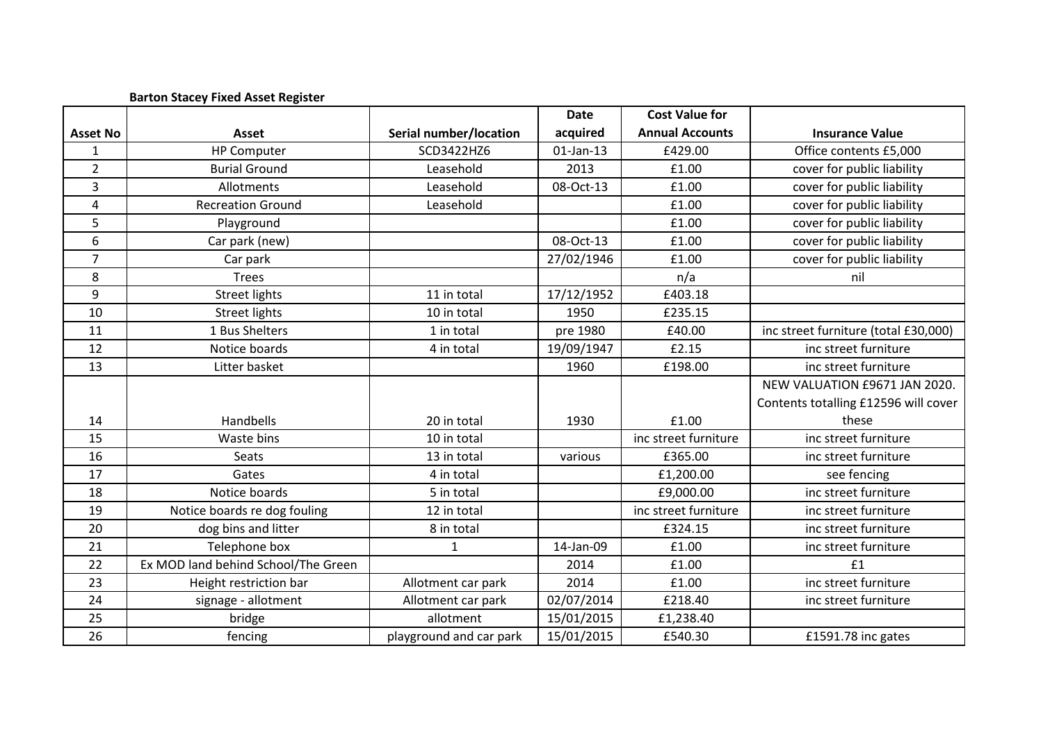**Barton Stacey Fixed Asset Register**

| Asset No | Asset | Serial number/location | Date acquired | Cost Value for Annual Accounts | Insurance Value |
|---|---|---|---|---|---|
| 1 | HP Computer | SCD3422HZ6 | 01-Jan-13 | £429.00 | Office contents £5,000 |
| 2 | Burial Ground | Leasehold | 2013 | £1.00 | cover for public liability |
| 3 | Allotments | Leasehold | 08-Oct-13 | £1.00 | cover for public liability |
| 4 | Recreation Ground | Leasehold | | £1.00 | cover for public liability |
| 5 | Playground | | | £1.00 | cover for public liability |
| 6 | Car park (new) | | 08-Oct-13 | £1.00 | cover for public liability |
| 7 | Car park | | 27/02/1946 | £1.00 | cover for public liability |
| 8 | Trees | | | n/a | nil |
| 9 | Street lights | 11 in total | 17/12/1952 | £403.18 | |
| 10 | Street lights | 10 in total | 1950 | £235.15 | |
| 11 | 1 Bus Shelters | 1 in total | pre 1980 | £40.00 | inc street furniture (total £30,000) |
| 12 | Notice boards | 4 in total | 19/09/1947 | £2.15 | inc street furniture |
| 13 | Litter basket | | 1960 | £198.00 | inc street furniture |
| 14 | Handbells | 20 in total | 1930 | £1.00 | NEW VALUATION £9671 JAN 2020. Contents totalling £12596 will cover these |
| 15 | Waste bins | 10 in total | | inc street furniture | inc street furniture |
| 16 | Seats | 13 in total | various | £365.00 | inc street furniture |
| 17 | Gates | 4 in total | | £1,200.00 | see fencing |
| 18 | Notice boards | 5 in total | | £9,000.00 | inc street furniture |
| 19 | Notice boards re dog fouling | 12 in total | | inc street furniture | inc street furniture |
| 20 | dog bins and litter | 8 in total | | £324.15 | inc street furniture |
| 21 | Telephone box | 1 | 14-Jan-09 | £1.00 | inc street furniture |
| 22 | Ex MOD land behind School/The Green | | 2014 | £1.00 | £1 |
| 23 | Height restriction bar | Allotment car park | 2014 | £1.00 | inc street furniture |
| 24 | signage - allotment | Allotment car park | 02/07/2014 | £218.40 | inc street furniture |
| 25 | bridge | allotment | 15/01/2015 | £1,238.40 | |
| 26 | fencing | playground and car park | 15/01/2015 | £540.30 | £1591.78 inc gates |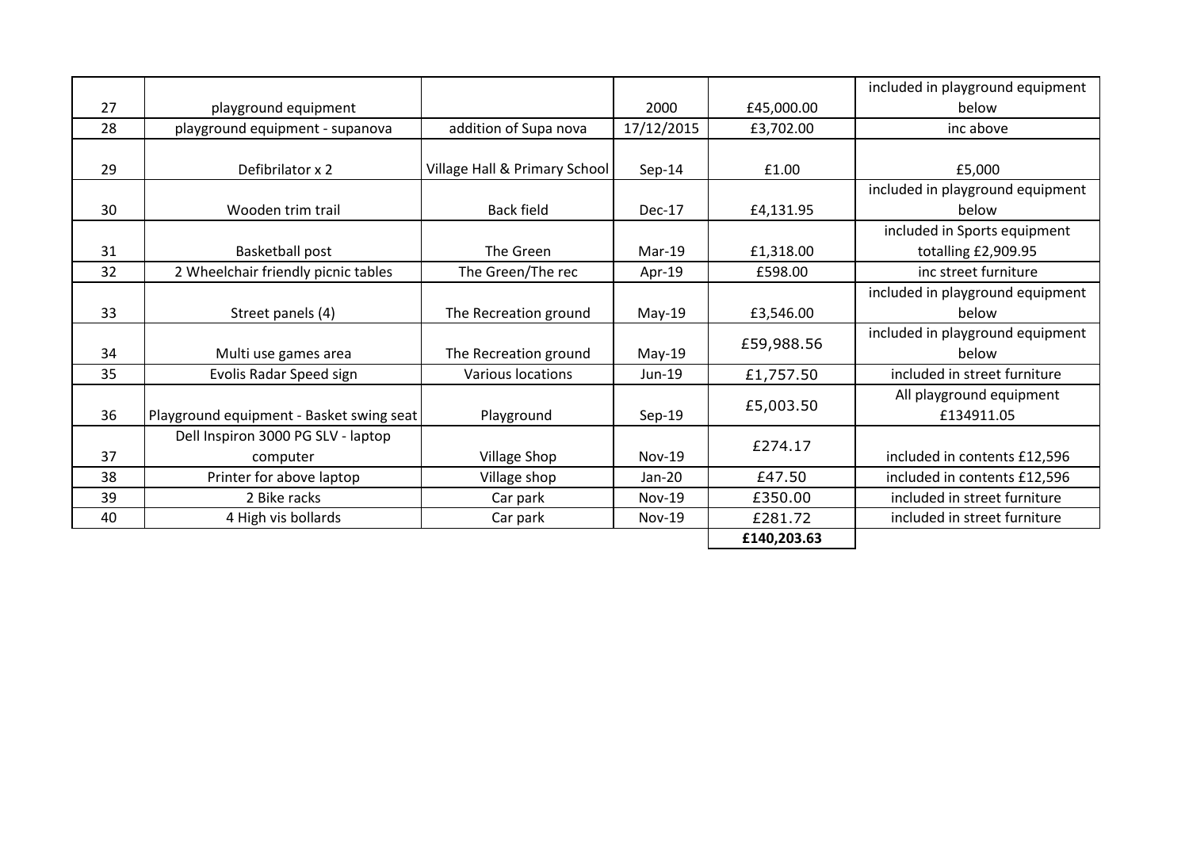| | | | | | |
|---|---|---|---|---|---|
| 27 | playground equipment | | 2000 | £45,000.00 | included in playground equipment below |
| 28 | playground equipment - supanova | addition of Supa nova | 17/12/2015 | £3,702.00 | inc above |
| 29 | Defibrilator x 2 | Village Hall & Primary School | Sep-14 | £1.00 | £5,000 |
| 30 | Wooden trim trail | Back field | Dec-17 | £4,131.95 | included in playground equipment below |
| 31 | Basketball post | The Green | Mar-19 | £1,318.00 | included in Sports equipment totalling £2,909.95 |
| 32 | 2 Wheelchair friendly picnic tables | The Green/The rec | Apr-19 | £598.00 | inc street furniture |
| 33 | Street panels (4) | The Recreation ground | May-19 | £3,546.00 | included in playground equipment below |
| 34 | Multi use games area | The Recreation ground | May-19 | £59,988.56 | included in playground equipment below |
| 35 | Evolis Radar Speed sign | Various locations | Jun-19 | £1,757.50 | included in street furniture |
| 36 | Playground equipment - Basket swing seat | Playground | Sep-19 | £5,003.50 | All playground equipment £134911.05 |
| 37 | Dell Inspiron 3000 PG SLV - laptop computer | Village Shop | Nov-19 | £274.17 | included in contents £12,596 |
| 38 | Printer for above laptop | Village shop | Jan-20 | £47.50 | included in contents £12,596 |
| 39 | 2 Bike racks | Car park | Nov-19 | £350.00 | included in street furniture |
| 40 | 4 High vis bollards | Car park | Nov-19 | £281.72 | included in street furniture |
| | | | | **£140,203.63** | |